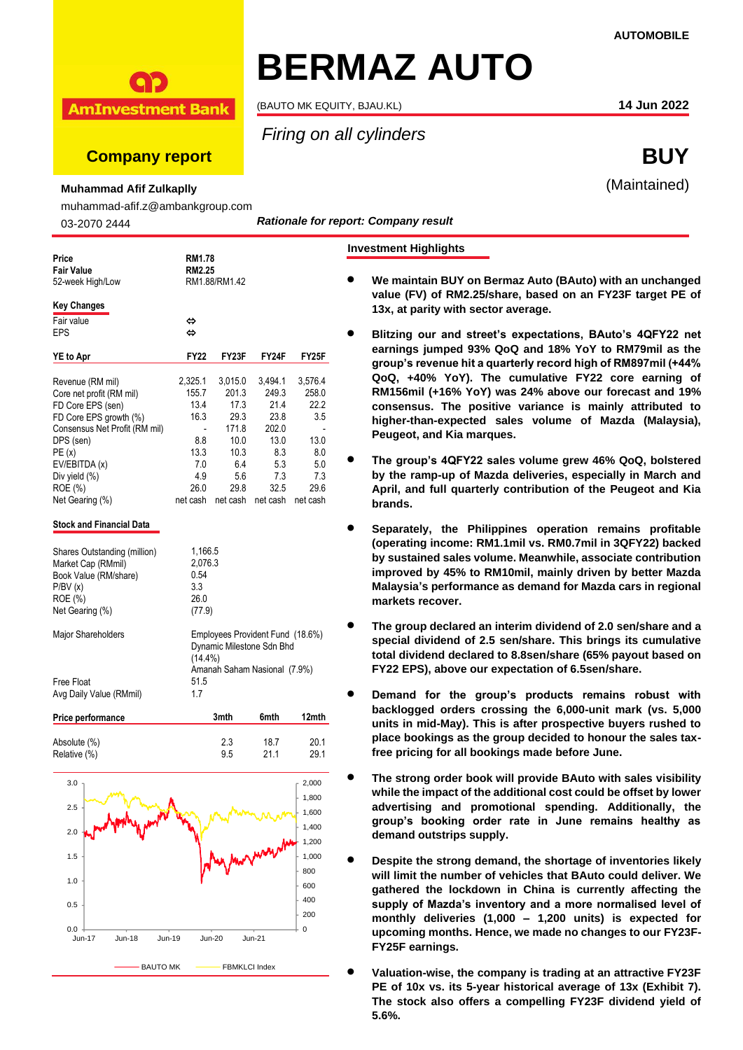AUTOMOBILE

AmInvestment Bank

**Company report**

# BERMAZ AUTO

(BAUTO MK EQUITY, BJAU.KL)

14 Jun 2022

*Firing on all cylinders*

**BUY**

(Maintained)

**Muhammad Afif Zulkaplly**

muhammad-afif.z@ambankgroup.com

03-2070 2444

***Rationale for report: Company result***

| | |
|---|---|
| **Price** | **RM1.78** |
| **Fair Value** | **RM2.25** |
| 52-week High/Low | RM1.88/RM1.42 |

**Key Changes**

| | |
|---|---|
| Fair value | ⇔ |
| EPS | ⇔ |

| **YE to Apr** | **FY22** | **FY23F** | **FY24F** | **FY25F** |
|---|---|---|---|---|
| Revenue (RM mil) | 2,325.1 | 3,015.0 | 3,494.1 | 3,576.4 |
| Core net profit (RM mil) | 155.7 | 201.3 | 249.3 | 258.0 |
| FD Core EPS (sen) | 13.4 | 17.3 | 21.4 | 22.2 |
| FD Core EPS growth (%) | 16.3 | 29.3 | 23.8 | 3.5 |
| Consensus Net Profit (RM mil) | - | 171.8 | 202.0 | - |
| DPS (sen) | 8.8 | 10.0 | 13.0 | 13.0 |
| PE (x) | 13.3 | 10.3 | 8.3 | 8.0 |
| EV/EBITDA (x) | 7.0 | 6.4 | 5.3 | 5.0 |
| Div yield (%) | 4.9 | 5.6 | 7.3 | 7.3 |
| ROE (%) | 26.0 | 29.8 | 32.5 | 29.6 |
| Net Gearing (%) | net cash | net cash | net cash | net cash |

**Stock and Financial Data**

| | |
|---|---|
| Shares Outstanding (million) | 1,166.5 |
| Market Cap (RMmil) | 2,076.3 |
| Book Value (RM/share) | 0.54 |
| P/BV (x) | 3.3 |
| ROE (%) | 26.0 |
| Net Gearing (%) | (77.9) |
| Major Shareholders | Employees Provident Fund (18.6%)<br>Dynamic Milestone Sdn Bhd (14.4%)<br>Amanah Saham Nasional (7.9%) |
| Free Float | 51.5 |
| Avg Daily Value (RMmil) | 1.7 |

| **Price performance** | **3mth** | **6mth** | **12mth** |
|---|---|---|---|
| Absolute (%) | 2.3 | 18.7 | 20.1 |
| Relative (%) | 9.5 | 21.1 | 29.1 |

BAUTO MK — FBMKLCI Index

## Investment Highlights

- **We maintain BUY on Bermaz Auto (BAuto) with an unchanged value (FV) of RM2.25/share, based on an FY23F target PE of 13x, at parity with sector average.**

- **Blitzing our and street's expectations, BAuto's 4QFY22 net earnings jumped 93% QoQ and 18% YoY to RM79mil as the group's revenue hit a quarterly record high of RM897mil (+44% QoQ, +40% YoY). The cumulative FY22 core earning of RM156mil (+16% YoY) was 24% above our forecast and 19% consensus. The positive variance is mainly attributed to higher-than-expected sales volume of Mazda (Malaysia), Peugeot, and Kia marques.**

- **The group's 4QFY22 sales volume grew 46% QoQ, bolstered by the ramp-up of Mazda deliveries, especially in March and April, and full quarterly contribution of the Peugeot and Kia brands.**

- **Separately, the Philippines operation remains profitable (operating income: RM1.1mil vs. RM0.7mil in 3QFY22) backed by sustained sales volume. Meanwhile, associate contribution improved by 45% to RM10mil, mainly driven by better Mazda Malaysia's performance as demand for Mazda cars in regional markets recover.**

- **The group declared an interim dividend of 2.0 sen/share and a special dividend of 2.5 sen/share. This brings its cumulative total dividend declared to 8.8sen/share (65% payout based on FY22 EPS), above our expectation of 6.5sen/share.**

- **Demand for the group's products remains robust with backlogged orders crossing the 6,000-unit mark (vs. 5,000 units in mid-May). This is after prospective buyers rushed to place bookings as the group decided to honour the sales tax-free pricing for all bookings made before June.**

- **The strong order book will provide BAuto with sales visibility while the impact of the additional cost could be offset by lower advertising and promotional spending. Additionally, the group's booking order rate in June remains healthy as demand outstrips supply.**

- **Despite the strong demand, the shortage of inventories likely will limit the number of vehicles that BAuto could deliver. We gathered the lockdown in China is currently affecting the supply of Mazda's inventory and a more normalised level of monthly deliveries (1,000 – 1,200 units) is expected for upcoming months. Hence, we made no changes to our FY23F-FY25F earnings.**

- **Valuation-wise, the company is trading at an attractive FY23F PE of 10x vs. its 5-year historical average of 13x (Exhibit 7). The stock also offers a compelling FY23F dividend yield of 5.6%.**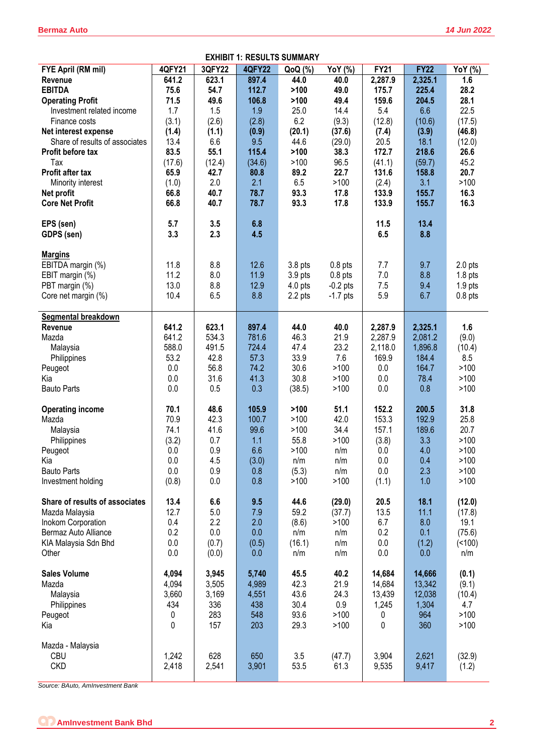**EXHIBIT 1: RESULTS SUMMARY**

| FYE April (RM mil) | 4QFY21 | 3QFY22 | 4QFY22 | QoQ (%) | YoY (%) | FY21 | FY22 | YoY (%) |
|---|---|---|---|---|---|---|---|---|
| **Revenue** | **641.2** | **623.1** | **897.4** | **44.0** | **40.0** | **2,287.9** | **2,325.1** | **1.6** |
| **EBITDA** | **75.6** | **54.7** | **112.7** | **>100** | **49.0** | **175.7** | **225.4** | **28.2** |
| **Operating Profit** | **71.5** | **49.6** | **106.8** | **>100** | **49.4** | **159.6** | **204.5** | **28.1** |
| Investment related income | 1.7 | 1.5 | 1.9 | 25.0 | 14.4 | 5.4 | 6.6 | 22.5 |
| Finance costs | (3.1) | (2.6) | (2.8) | 6.2 | (9.3) | (12.8) | (10.6) | (17.5) |
| **Net interest expense** | **(1.4)** | **(1.1)** | **(0.9)** | **(20.1)** | **(37.6)** | **(7.4)** | **(3.9)** | **(46.8)** |
| Share of results of associates | 13.4 | 6.6 | 9.5 | 44.6 | (29.0) | 20.5 | 18.1 | (12.0) |
| **Profit before tax** | **83.5** | **55.1** | **115.4** | **>100** | **38.3** | **172.7** | **218.6** | **26.6** |
| Tax | (17.6) | (12.4) | (34.6) | >100 | 96.5 | (41.1) | (59.7) | 45.2 |
| **Profit after tax** | **65.9** | **42.7** | **80.8** | **89.2** | **22.7** | **131.6** | **158.8** | **20.7** |
| Minority interest | (1.0) | 2.0 | 2.1 | 6.5 | >100 | (2.4) | 3.1 | >100 |
| **Net profit** | **66.8** | **40.7** | **78.7** | **93.3** | **17.8** | **133.9** | **155.7** | **16.3** |
| **Core Net Profit** | **66.8** | **40.7** | **78.7** | **93.3** | **17.8** | **133.9** | **155.7** | **16.3** |
| | | | | | | | | |
| **EPS (sen)** | **5.7** | **3.5** | **6.8** | | | **11.5** | **13.4** | |
| **GDPS (sen)** | **3.3** | **2.3** | **4.5** | | | **6.5** | **8.8** | |
| | | | | | | | | |
| **Margins** | | | | | | | | |
| EBITDA margin (%) | 11.8 | 8.8 | 12.6 | 3.8 pts | 0.8 pts | 7.7 | 9.7 | 2.0 pts |
| EBIT margin (%) | 11.2 | 8.0 | 11.9 | 3.9 pts | 0.8 pts | 7.0 | 8.8 | 1.8 pts |
| PBT margin (%) | 13.0 | 8.8 | 12.9 | 4.0 pts | -0.2 pts | 7.5 | 9.4 | 1.9 pts |
| Core net margin (%) | 10.4 | 6.5 | 8.8 | 2.2 pts | -1.7 pts | 5.9 | 6.7 | 0.8 pts |
| | | | | | | | | |
| **Segmental breakdown** | | | | | | | | |
| **Revenue** | **641.2** | **623.1** | **897.4** | **44.0** | **40.0** | **2,287.9** | **2,325.1** | **1.6** |
| Mazda | 641.2 | 534.3 | 781.6 | 46.3 | 21.9 | 2,287.9 | 2,081.2 | (9.0) |
| Malaysia | 588.0 | 491.5 | 724.4 | 47.4 | 23.2 | 2,118.0 | 1,896.8 | (10.4) |
| Philippines | 53.2 | 42.8 | 57.3 | 33.9 | 7.6 | 169.9 | 184.4 | 8.5 |
| Peugeot | 0.0 | 56.8 | 74.2 | 30.6 | >100 | 0.0 | 164.7 | >100 |
| Kia | 0.0 | 31.6 | 41.3 | 30.8 | >100 | 0.0 | 78.4 | >100 |
| Bauto Parts | 0.0 | 0.5 | 0.3 | (38.5) | >100 | 0.0 | 0.8 | >100 |
| | | | | | | | | |
| **Operating income** | **70.1** | **48.6** | **105.9** | **>100** | **51.1** | **152.2** | **200.5** | **31.8** |
| Mazda | 70.9 | 42.3 | 100.7 | >100 | 42.0 | 153.3 | 192.9 | 25.8 |
| Malaysia | 74.1 | 41.6 | 99.6 | >100 | 34.4 | 157.1 | 189.6 | 20.7 |
| Philippines | (3.2) | 0.7 | 1.1 | 55.8 | >100 | (3.8) | 3.3 | >100 |
| Peugeot | 0.0 | 0.9 | 6.6 | >100 | n/m | 0.0 | 4.0 | >100 |
| Kia | 0.0 | 4.5 | (3.0) | n/m | n/m | 0.0 | 0.4 | >100 |
| Bauto Parts | 0.0 | 0.9 | 0.8 | (5.3) | n/m | 0.0 | 2.3 | >100 |
| Investment holding | (0.8) | 0.0 | 0.8 | >100 | >100 | (1.1) | 1.0 | >100 |
| | | | | | | | | |
| **Share of results of associates** | **13.4** | **6.6** | **9.5** | **44.6** | **(29.0)** | **20.5** | **18.1** | **(12.0)** |
| Mazda Malaysia | 12.7 | 5.0 | 7.9 | 59.2 | (37.7) | 13.5 | 11.1 | (17.8) |
| Inokom Corporation | 0.4 | 2.2 | 2.0 | (8.6) | >100 | 6.7 | 8.0 | 19.1 |
| Bermaz Auto Alliance | 0.2 | 0.0 | 0.0 | n/m | n/m | 0.2 | 0.1 | (75.6) |
| KIA Malaysia Sdn Bhd | 0.0 | (0.7) | (0.5) | (16.1) | n/m | 0.0 | (1.2) | (<100) |
| Other | 0.0 | (0.0) | 0.0 | n/m | n/m | 0.0 | 0.0 | n/m |
| | | | | | | | | |
| **Sales Volume** | **4,094** | **3,945** | **5,740** | **45.5** | **40.2** | **14,684** | **14,666** | **(0.1)** |
| Mazda | 4,094 | 3,505 | 4,989 | 42.3 | 21.9 | 14,684 | 13,342 | (9.1) |
| Malaysia | 3,660 | 3,169 | 4,551 | 43.6 | 24.3 | 13,439 | 12,038 | (10.4) |
| Philippines | 434 | 336 | 438 | 30.4 | 0.9 | 1,245 | 1,304 | 4.7 |
| Peugeot | 0 | 283 | 548 | 93.6 | >100 | 0 | 964 | >100 |
| Kia | 0 | 157 | 203 | 29.3 | >100 | 0 | 360 | >100 |
| | | | | | | | | |
| Mazda - Malaysia | | | | | | | | |
| CBU | 1,242 | 628 | 650 | 3.5 | (47.7) | 3,904 | 2,621 | (32.9) |
| CKD | 2,418 | 2,541 | 3,901 | 53.5 | 61.3 | 9,535 | 9,417 | (1.2) |

*Source: BAuto, AmInvestment Bank*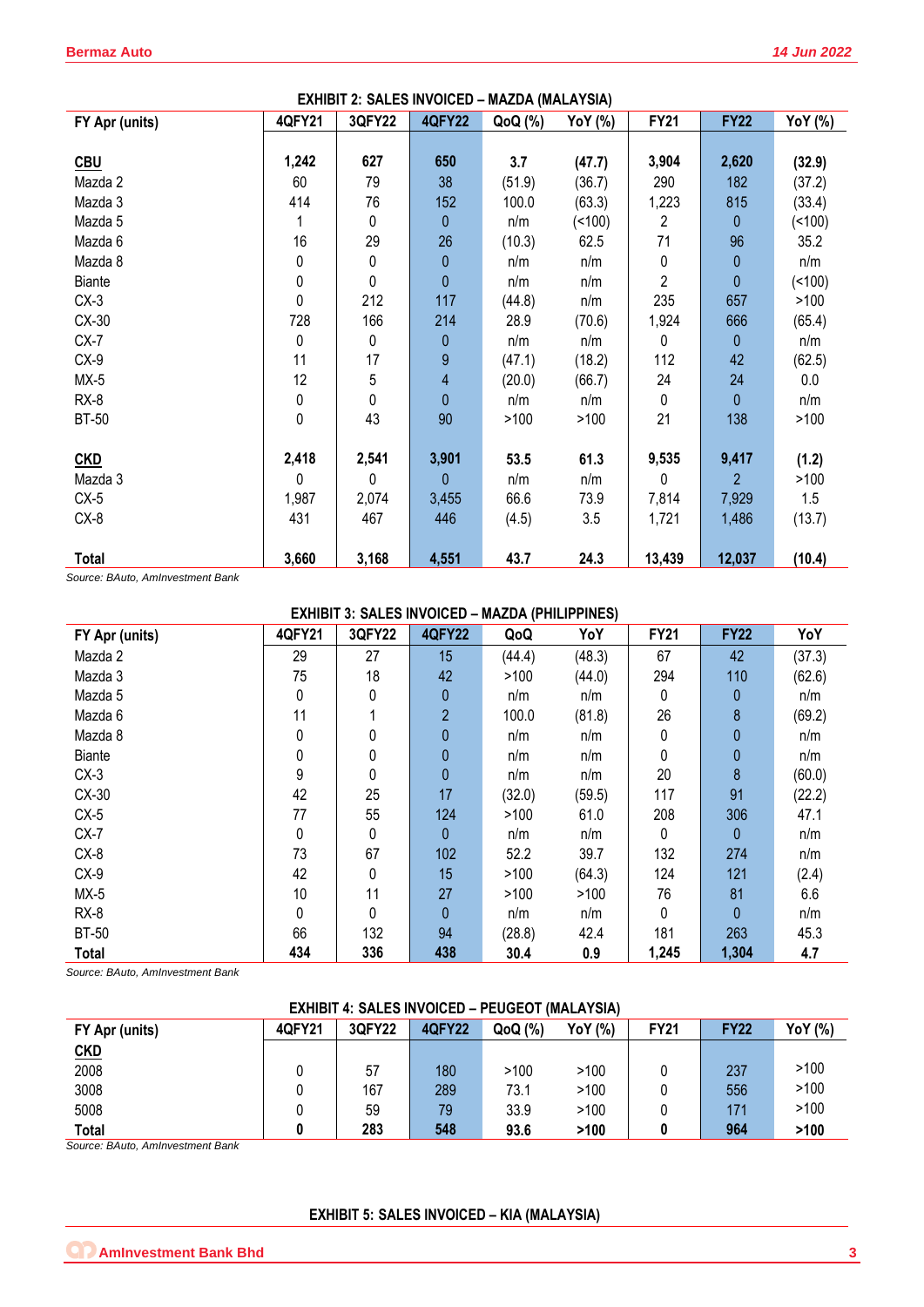**EXHIBIT 2: SALES INVOICED – MAZDA (MALAYSIA)**

| FY Apr (units) | 4QFY21 | 3QFY22 | 4QFY22 | QoQ (%) | YoY (%) | FY21 | FY22 | YoY (%) |
|---|---|---|---|---|---|---|---|---|
| **CBU** | **1,242** | **627** | **650** | **3.7** | **(47.7)** | **3,904** | **2,620** | **(32.9)** |
| Mazda 2 | 60 | 79 | 38 | (51.9) | (36.7) | 290 | 182 | (37.2) |
| Mazda 3 | 414 | 76 | 152 | 100.0 | (63.3) | 1,223 | 815 | (33.4) |
| Mazda 5 | 1 | 0 | 0 | n/m | (<100) | 2 | 0 | (<100) |
| Mazda 6 | 16 | 29 | 26 | (10.3) | 62.5 | 71 | 96 | 35.2 |
| Mazda 8 | 0 | 0 | 0 | n/m | n/m | 0 | 0 | n/m |
| Biante | 0 | 0 | 0 | n/m | n/m | 2 | 0 | (<100) |
| CX-3 | 0 | 212 | 117 | (44.8) | n/m | 235 | 657 | >100 |
| CX-30 | 728 | 166 | 214 | 28.9 | (70.6) | 1,924 | 666 | (65.4) |
| CX-7 | 0 | 0 | 0 | n/m | n/m | 0 | 0 | n/m |
| CX-9 | 11 | 17 | 9 | (47.1) | (18.2) | 112 | 42 | (62.5) |
| MX-5 | 12 | 5 | 4 | (20.0) | (66.7) | 24 | 24 | 0.0 |
| RX-8 | 0 | 0 | 0 | n/m | n/m | 0 | 0 | n/m |
| BT-50 | 0 | 43 | 90 | >100 | >100 | 21 | 138 | >100 |
| **CKD** | **2,418** | **2,541** | **3,901** | **53.5** | **61.3** | **9,535** | **9,417** | **(1.2)** |
| Mazda 3 | 0 | 0 | 0 | n/m | n/m | 0 | 2 | >100 |
| CX-5 | 1,987 | 2,074 | 3,455 | 66.6 | 73.9 | 7,814 | 7,929 | 1.5 |
| CX-8 | 431 | 467 | 446 | (4.5) | 3.5 | 1,721 | 1,486 | (13.7) |
| **Total** | **3,660** | **3,168** | **4,551** | **43.7** | **24.3** | **13,439** | **12,037** | **(10.4)** |

*Source: BAuto, AmInvestment Bank*

**EXHIBIT 3: SALES INVOICED – MAZDA (PHILIPPINES)**

| FY Apr (units) | 4QFY21 | 3QFY22 | 4QFY22 | QoQ | YoY | FY21 | FY22 | YoY |
|---|---|---|---|---|---|---|---|---|
| Mazda 2 | 29 | 27 | 15 | (44.4) | (48.3) | 67 | 42 | (37.3) |
| Mazda 3 | 75 | 18 | 42 | >100 | (44.0) | 294 | 110 | (62.6) |
| Mazda 5 | 0 | 0 | 0 | n/m | n/m | 0 | 0 | n/m |
| Mazda 6 | 11 | 1 | 2 | 100.0 | (81.8) | 26 | 8 | (69.2) |
| Mazda 8 | 0 | 0 | 0 | n/m | n/m | 0 | 0 | n/m |
| Biante | 0 | 0 | 0 | n/m | n/m | 0 | 0 | n/m |
| CX-3 | 9 | 0 | 0 | n/m | n/m | 20 | 8 | (60.0) |
| CX-30 | 42 | 25 | 17 | (32.0) | (59.5) | 117 | 91 | (22.2) |
| CX-5 | 77 | 55 | 124 | >100 | 61.0 | 208 | 306 | 47.1 |
| CX-7 | 0 | 0 | 0 | n/m | n/m | 0 | 0 | n/m |
| CX-8 | 73 | 67 | 102 | 52.2 | 39.7 | 132 | 274 | n/m |
| CX-9 | 42 | 0 | 15 | >100 | (64.3) | 124 | 121 | (2.4) |
| MX-5 | 10 | 11 | 27 | >100 | >100 | 76 | 81 | 6.6 |
| RX-8 | 0 | 0 | 0 | n/m | n/m | 0 | 0 | n/m |
| BT-50 | 66 | 132 | 94 | (28.8) | 42.4 | 181 | 263 | 45.3 |
| **Total** | **434** | **336** | **438** | **30.4** | **0.9** | **1,245** | **1,304** | **4.7** |

*Source: BAuto, AmInvestment Bank*

**EXHIBIT 4: SALES INVOICED – PEUGEOT (MALAYSIA)**

| FY Apr (units) | 4QFY21 | 3QFY22 | 4QFY22 | QoQ (%) | YoY (%) | FY21 | FY22 | YoY (%) |
|---|---|---|---|---|---|---|---|---|
| **CKD** | | | | | | | | |
| 2008 | 0 | 57 | 180 | >100 | >100 | 0 | 237 | >100 |
| 3008 | 0 | 167 | 289 | 73.1 | >100 | 0 | 556 | >100 |
| 5008 | 0 | 59 | 79 | 33.9 | >100 | 0 | 171 | >100 |
| **Total** | **0** | **283** | **548** | **93.6** | **>100** | **0** | **964** | **>100** |

*Source: BAuto, AmInvestment Bank*

**EXHIBIT 5: SALES INVOICED – KIA (MALAYSIA)**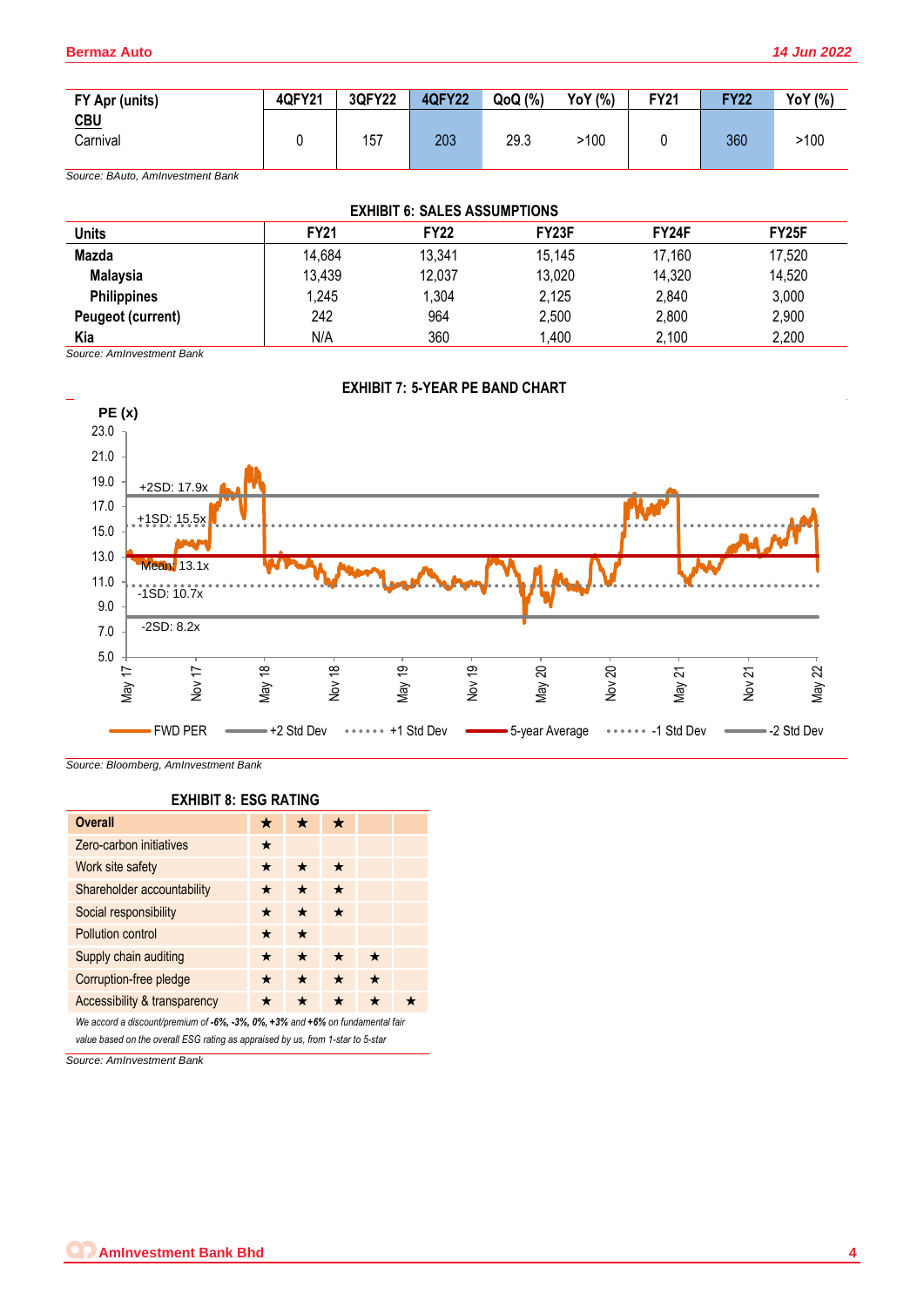| FY Apr (units) | 4QFY21 | 3QFY22 | 4QFY22 | QoQ (%) | YoY (%) | FY21 | FY22 | YoY (%) |
|---|---|---|---|---|---|---|---|---|
| **CBU** | | | | | | | | |
| Carnival | 0 | 157 | 203 | 29.3 | >100 | 0 | 360 | >100 |

*Source: BAuto, AmInvestment Bank*

**EXHIBIT 6: SALES ASSUMPTIONS**

| Units | FY21 | FY22 | FY23F | FY24F | FY25F |
|---|---|---|---|---|---|
| **Mazda** | 14,684 | 13,341 | 15,145 | 17,160 | 17,520 |
| **Malaysia** | 13,439 | 12,037 | 13,020 | 14,320 | 14,520 |
| **Philippines** | 1,245 | 1,304 | 2,125 | 2,840 | 3,000 |
| **Peugeot (current)** | 242 | 964 | 2,500 | 2,800 | 2,900 |
| **Kia** | N/A | 360 | 1,400 | 2,100 | 2,200 |

*Source: AmInvestment Bank*

**EXHIBIT 7: 5-YEAR PE BAND CHART**

PE (x)

+2SD: 17.9x; +1SD: 15.5x; Mean: 13.1x; -1SD: 10.7x; -2SD: 8.2x

FWD PER — +2 Std Dev — +1 Std Dev — 5-year Average — -1 Std Dev — -2 Std Dev

*Source: Bloomberg, AmInvestment Bank*

**EXHIBIT 8: ESG RATING**

| | | | | | |
|---|---|---|---|---|---|
| **Overall** | ★ | ★ | ★ | | |
| Zero-carbon initiatives | ★ | | | | |
| Work site safety | ★ | ★ | ★ | | |
| Shareholder accountability | ★ | ★ | ★ | | |
| Social responsibility | ★ | ★ | ★ | | |
| Pollution control | ★ | ★ | | | |
| Supply chain auditing | ★ | ★ | ★ | ★ | |
| Corruption-free pledge | ★ | ★ | ★ | ★ | |
| Accessibility & transparency | ★ | ★ | ★ | ★ | ★ |

*We accord a discount/premium of **-6%, -3%, 0%, +3%** and **+6%** on fundamental fair value based on the overall ESG rating as appraised by us, from 1-star to 5-star*

*Source: AmInvestment Bank*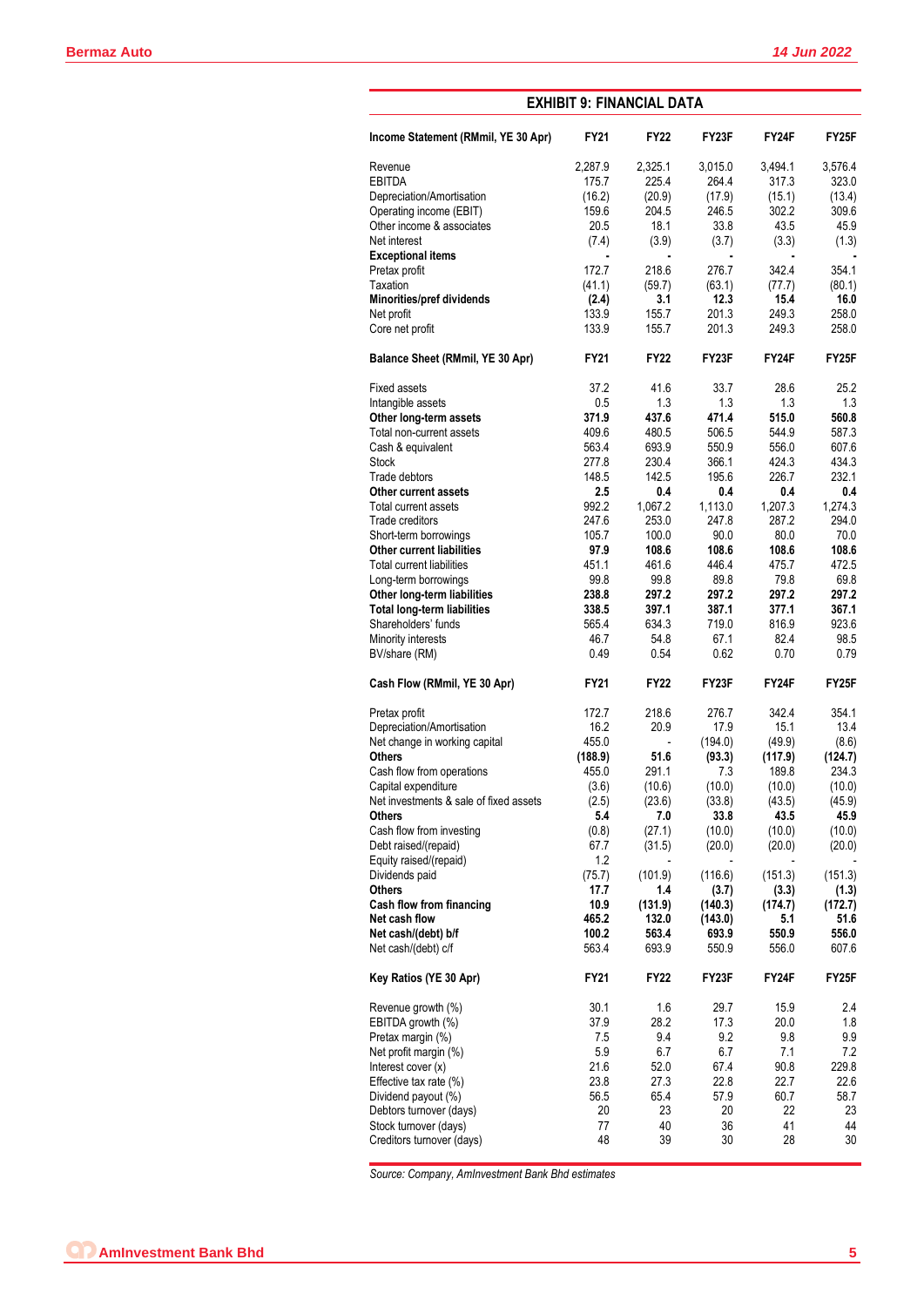## EXHIBIT 9: FINANCIAL DATA

| Income Statement (RMmil, YE 30 Apr) | FY21 | FY22 | FY23F | FY24F | FY25F |
|---|---|---|---|---|---|
| Revenue | 2,287.9 | 2,325.1 | 3,015.0 | 3,494.1 | 3,576.4 |
| EBITDA | 175.7 | 225.4 | 264.4 | 317.3 | 323.0 |
| Depreciation/Amortisation | (16.2) | (20.9) | (17.9) | (15.1) | (13.4) |
| Operating income (EBIT) | 159.6 | 204.5 | 246.5 | 302.2 | 309.6 |
| Other income & associates | 20.5 | 18.1 | 33.8 | 43.5 | 45.9 |
| Net interest | (7.4) | (3.9) | (3.7) | (3.3) | (1.3) |
| **Exceptional items** | - | - | - | - | - |
| Pretax profit | 172.7 | 218.6 | 276.7 | 342.4 | 354.1 |
| Taxation | (41.1) | (59.7) | (63.1) | (77.7) | (80.1) |
| **Minorities/pref dividends** | **(2.4)** | **3.1** | **12.3** | **15.4** | **16.0** |
| Net profit | 133.9 | 155.7 | 201.3 | 249.3 | 258.0 |
| Core net profit | 133.9 | 155.7 | 201.3 | 249.3 | 258.0 |

| Balance Sheet (RMmil, YE 30 Apr) | FY21 | FY22 | FY23F | FY24F | FY25F |
|---|---|---|---|---|---|
| Fixed assets | 37.2 | 41.6 | 33.7 | 28.6 | 25.2 |
| Intangible assets | 0.5 | 1.3 | 1.3 | 1.3 | 1.3 |
| **Other long-term assets** | **371.9** | **437.6** | **471.4** | **515.0** | **560.8** |
| Total non-current assets | 409.6 | 480.5 | 506.5 | 544.9 | 587.3 |
| Cash & equivalent | 563.4 | 693.9 | 550.9 | 556.0 | 607.6 |
| Stock | 277.8 | 230.4 | 366.1 | 424.3 | 434.3 |
| Trade debtors | 148.5 | 142.5 | 195.6 | 226.7 | 232.1 |
| **Other current assets** | **2.5** | **0.4** | **0.4** | **0.4** | **0.4** |
| Total current assets | 992.2 | 1,067.2 | 1,113.0 | 1,207.3 | 1,274.3 |
| Trade creditors | 247.6 | 253.0 | 247.8 | 287.2 | 294.0 |
| Short-term borrowings | 105.7 | 100.0 | 90.0 | 80.0 | 70.0 |
| **Other current liabilities** | **97.9** | **108.6** | **108.6** | **108.6** | **108.6** |
| Total current liabilities | 451.1 | 461.6 | 446.4 | 475.7 | 472.5 |
| Long-term borrowings | 99.8 | 99.8 | 89.8 | 79.8 | 69.8 |
| **Other long-term liabilities** | **238.8** | **297.2** | **297.2** | **297.2** | **297.2** |
| **Total long-term liabilities** | **338.5** | **397.1** | **387.1** | **377.1** | **367.1** |
| Shareholders' funds | 565.4 | 634.3 | 719.0 | 816.9 | 923.6 |
| Minority interests | 46.7 | 54.8 | 67.1 | 82.4 | 98.5 |
| BV/share (RM) | 0.49 | 0.54 | 0.62 | 0.70 | 0.79 |

| Cash Flow (RMmil, YE 30 Apr) | FY21 | FY22 | FY23F | FY24F | FY25F |
|---|---|---|---|---|---|
| Pretax profit | 172.7 | 218.6 | 276.7 | 342.4 | 354.1 |
| Depreciation/Amortisation | 16.2 | 20.9 | 17.9 | 15.1 | 13.4 |
| Net change in working capital | 455.0 | - | (194.0) | (49.9) | (8.6) |
| **Others** | **(188.9)** | **51.6** | **(93.3)** | **(117.9)** | **(124.7)** |
| Cash flow from operations | 455.0 | 291.1 | 7.3 | 189.8 | 234.3 |
| Capital expenditure | (3.6) | (10.6) | (10.0) | (10.0) | (10.0) |
| Net investments & sale of fixed assets | (2.5) | (23.6) | (33.8) | (43.5) | (45.9) |
| **Others** | **5.4** | **7.0** | **33.8** | **43.5** | **45.9** |
| Cash flow from investing | (0.8) | (27.1) | (10.0) | (10.0) | (10.0) |
| Debt raised/(repaid) | 67.7 | (31.5) | (20.0) | (20.0) | (20.0) |
| Equity raised/(repaid) | 1.2 | - | - | - | - |
| Dividends paid | (75.7) | (101.9) | (116.6) | (151.3) | (151.3) |
| **Others** | **17.7** | **1.4** | **(3.7)** | **(3.3)** | **(1.3)** |
| **Cash flow from financing** | **10.9** | **(131.9)** | **(140.3)** | **(174.7)** | **(172.7)** |
| **Net cash flow** | **465.2** | **132.0** | **(143.0)** | **5.1** | **51.6** |
| **Net cash/(debt) b/f** | **100.2** | **563.4** | **693.9** | **550.9** | **556.0** |
| Net cash/(debt) c/f | 563.4 | 693.9 | 550.9 | 556.0 | 607.6 |

| Key Ratios (YE 30 Apr) | FY21 | FY22 | FY23F | FY24F | FY25F |
|---|---|---|---|---|---|
| Revenue growth (%) | 30.1 | 1.6 | 29.7 | 15.9 | 2.4 |
| EBITDA growth (%) | 37.9 | 28.2 | 17.3 | 20.0 | 1.8 |
| Pretax margin (%) | 7.5 | 9.4 | 9.2 | 9.8 | 9.9 |
| Net profit margin (%) | 5.9 | 6.7 | 6.7 | 7.1 | 7.2 |
| Interest cover (x) | 21.6 | 52.0 | 67.4 | 90.8 | 229.8 |
| Effective tax rate (%) | 23.8 | 27.3 | 22.8 | 22.7 | 22.6 |
| Dividend payout (%) | 56.5 | 65.4 | 57.9 | 60.7 | 58.7 |
| Debtors turnover (days) | 20 | 23 | 20 | 22 | 23 |
| Stock turnover (days) | 77 | 40 | 36 | 41 | 44 |
| Creditors turnover (days) | 48 | 39 | 30 | 28 | 30 |

*Source: Company, AmInvestment Bank Bhd estimates*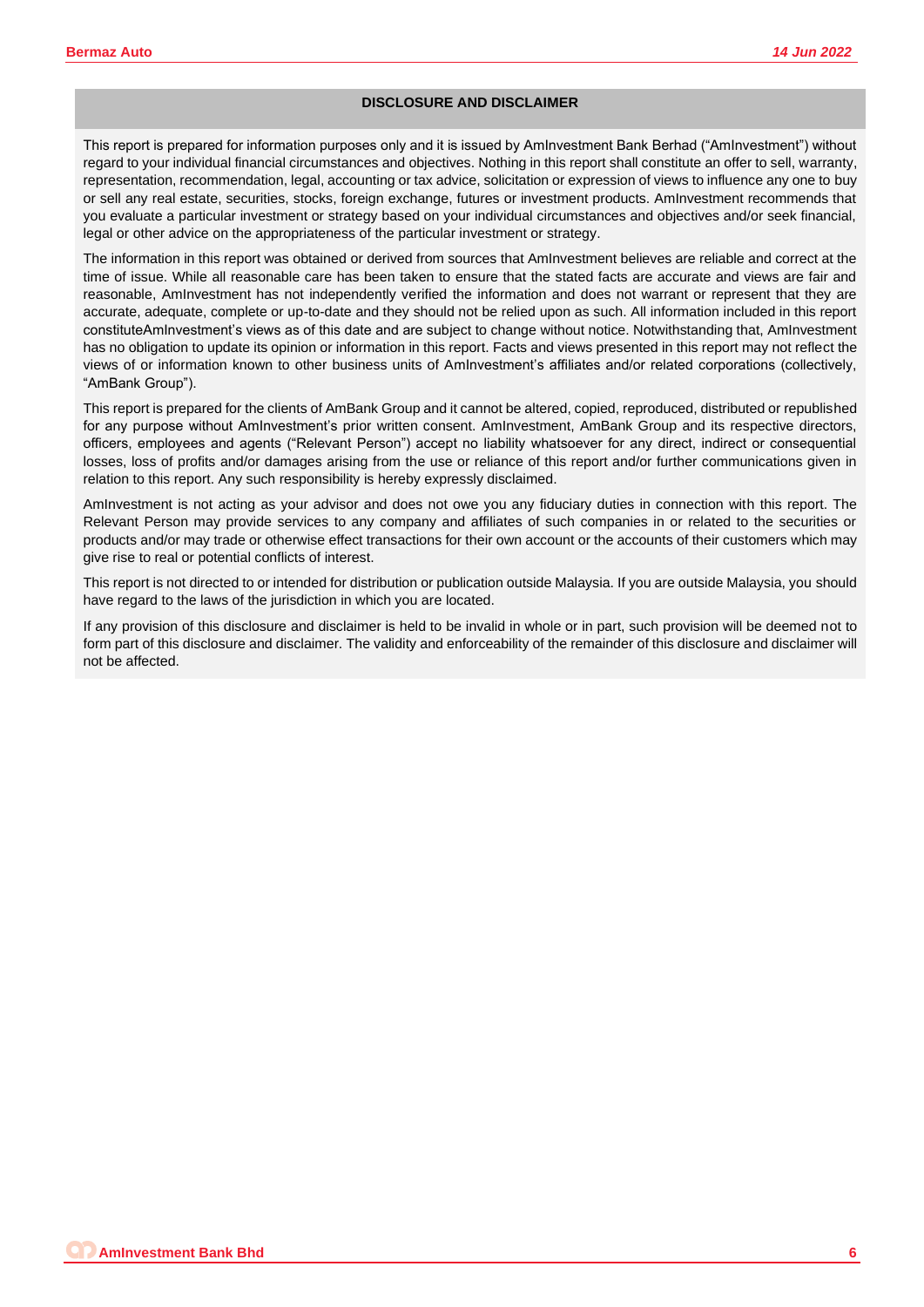## DISCLOSURE AND DISCLAIMER

This report is prepared for information purposes only and it is issued by AmInvestment Bank Berhad ("AmInvestment") without regard to your individual financial circumstances and objectives. Nothing in this report shall constitute an offer to sell, warranty, representation, recommendation, legal, accounting or tax advice, solicitation or expression of views to influence any one to buy or sell any real estate, securities, stocks, foreign exchange, futures or investment products. AmInvestment recommends that you evaluate a particular investment or strategy based on your individual circumstances and objectives and/or seek financial, legal or other advice on the appropriateness of the particular investment or strategy.

The information in this report was obtained or derived from sources that AmInvestment believes are reliable and correct at the time of issue. While all reasonable care has been taken to ensure that the stated facts are accurate and views are fair and reasonable, AmInvestment has not independently verified the information and does not warrant or represent that they are accurate, adequate, complete or up-to-date and they should not be relied upon as such. All information included in this report constituteAmInvestment's views as of this date and are subject to change without notice. Notwithstanding that, AmInvestment has no obligation to update its opinion or information in this report. Facts and views presented in this report may not reflect the views of or information known to other business units of AmInvestment's affiliates and/or related corporations (collectively, "AmBank Group").

This report is prepared for the clients of AmBank Group and it cannot be altered, copied, reproduced, distributed or republished for any purpose without AmInvestment's prior written consent. AmInvestment, AmBank Group and its respective directors, officers, employees and agents ("Relevant Person") accept no liability whatsoever for any direct, indirect or consequential losses, loss of profits and/or damages arising from the use or reliance of this report and/or further communications given in relation to this report. Any such responsibility is hereby expressly disclaimed.

AmInvestment is not acting as your advisor and does not owe you any fiduciary duties in connection with this report. The Relevant Person may provide services to any company and affiliates of such companies in or related to the securities or products and/or may trade or otherwise effect transactions for their own account or the accounts of their customers which may give rise to real or potential conflicts of interest.

This report is not directed to or intended for distribution or publication outside Malaysia. If you are outside Malaysia, you should have regard to the laws of the jurisdiction in which you are located.

If any provision of this disclosure and disclaimer is held to be invalid in whole or in part, such provision will be deemed not to form part of this disclosure and disclaimer. The validity and enforceability of the remainder of this disclosure and disclaimer will not be affected.